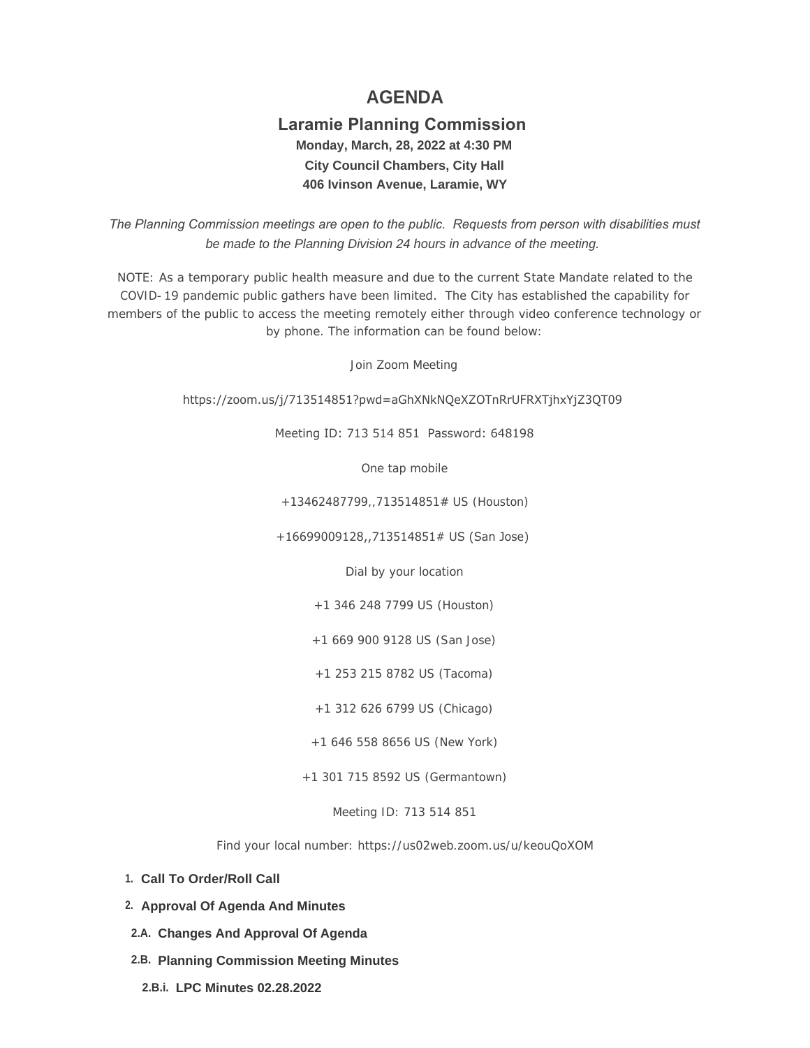# AGENDA

## Laramie Planning Commission

**Monday, March, 28, 2022 at 4:30 PM**

**City Council Chambers, City Hall**

**406 Ivinson Avenue, Laramie, WY**

*The Planning Commission meetings are open to the public. Requests from person with disabilities must be made to the Planning Division 24 hours in advance of the meeting.*

NOTE: As a temporary public health measure and due to the current State Mandate related to the COVID-19 pandemic public gathers have been limited. The City has established the capability for members of the public to access the meeting remotely either through video conference technology or by phone. The information can be found below:

Join Zoom Meeting

https://zoom.us/j/713514851?pwd=aGhXNkNQeXZOTnRrUFRXTjhxYjZ3QT09

Meeting ID: 713 514 851 Password: 648198

One tap mobile

+13462487799,,713514851# US (Houston)

+16699009128,,713514851# US (San Jose)

Dial by your location

+1 346 248 7799 US (Houston)

+1 669 900 9128 US (San Jose)

+1 253 215 8782 US (Tacoma)

+1 312 626 6799 US (Chicago)

+1 646 558 8656 US (New York)

+1 301 715 8592 US (Germantown)

Meeting ID: 713 514 851

Find your local number: https://us02web.zoom.us/u/keouQoXOM

**1. Call To Order/Roll Call**

**2. Approval Of Agenda And Minutes**

**2.A. Changes And Approval Of Agenda**

**2.B. Planning Commission Meeting Minutes**

**2.B.i. LPC Minutes 02.28.2022**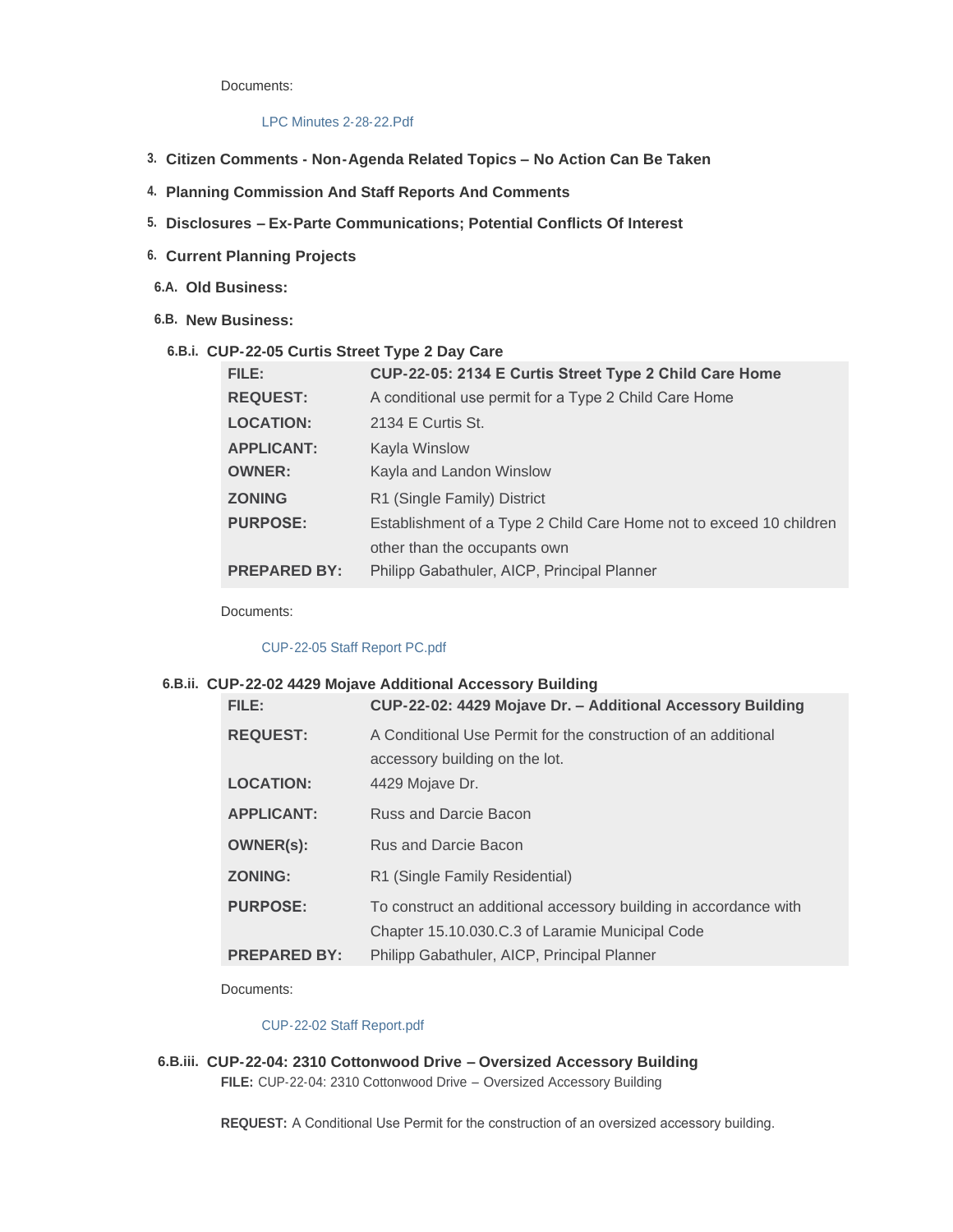Documents:

LPC Minutes 2-28-22.Pdf

3. **Citizen Comments - Non-Agenda Related Topics – No Action Can Be Taken**

4. **Planning Commission And Staff Reports And Comments**

5. **Disclosures – Ex-Parte Communications; Potential Conflicts Of Interest**

6. **Current Planning Projects**

6.A. **Old Business:**

6.B. **New Business:**

6.B.i. **CUP-22-05 Curtis Street Type 2 Day Care**

| | |
|---|---|
| **FILE:** | **CUP-22-05: 2134 E Curtis Street Type 2 Child Care Home** |
| **REQUEST:** | A conditional use permit for a Type 2 Child Care Home |
| **LOCATION:** | 2134 E Curtis St. |
| **APPLICANT:** | Kayla Winslow |
| **OWNER:** | Kayla and Landon Winslow |
| **ZONING** | R1 (Single Family) District |
| **PURPOSE:** | Establishment of a Type 2 Child Care Home not to exceed 10 children other than the occupants own |
| **PREPARED BY:** | Philipp Gabathuler, AICP, Principal Planner |

Documents:

CUP-22-05 Staff Report PC.pdf

6.B.ii. **CUP-22-02 4429 Mojave Additional Accessory Building**

| | |
|---|---|
| **FILE:** | **CUP-22-02: 4429 Mojave Dr. – Additional Accessory Building** |
| **REQUEST:** | A Conditional Use Permit for the construction of an additional accessory building on the lot. |
| **LOCATION:** | 4429 Mojave Dr. |
| **APPLICANT:** | Russ and Darcie Bacon |
| **OWNER(s):** | Rus and Darcie Bacon |
| **ZONING:** | R1 (Single Family Residential) |
| **PURPOSE:** | To construct an additional accessory building in accordance with Chapter 15.10.030.C.3 of Laramie Municipal Code |
| **PREPARED BY:** | Philipp Gabathuler, AICP, Principal Planner |

Documents:

CUP-22-02 Staff Report.pdf

6.B.iii. **CUP-22-04: 2310 Cottonwood Drive – Oversized Accessory Building**

**FILE:** CUP-22-04: 2310 Cottonwood Drive – Oversized Accessory Building

**REQUEST:** A Conditional Use Permit for the construction of an oversized accessory building.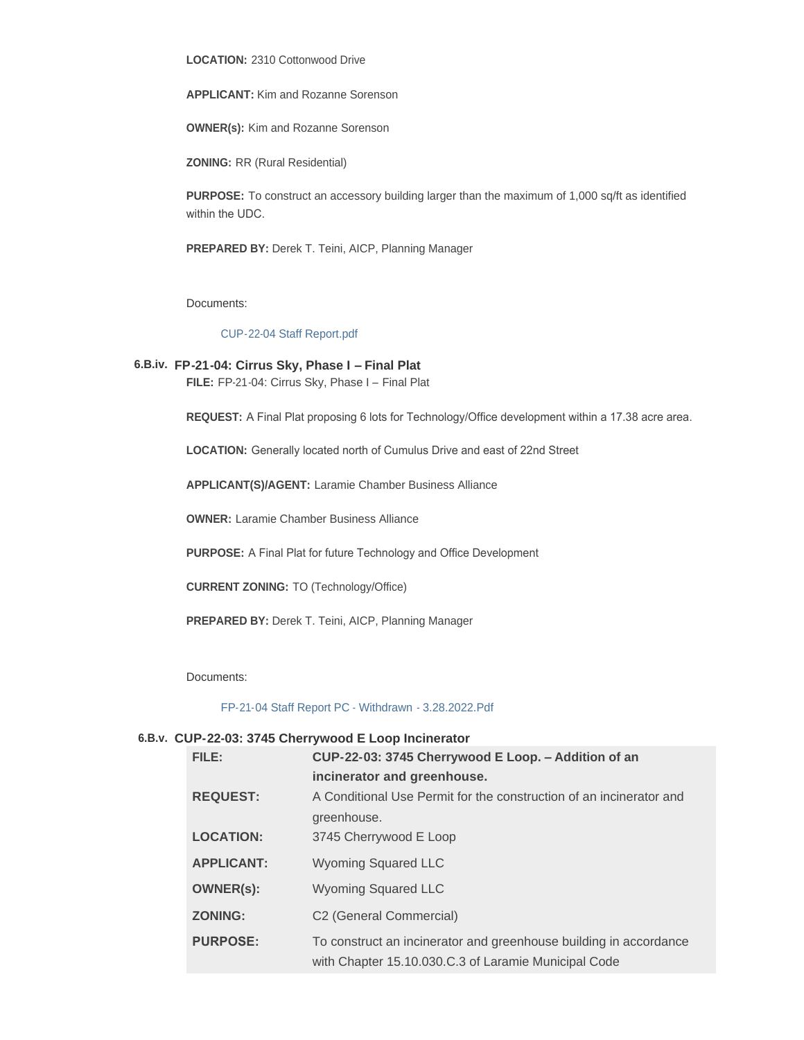**LOCATION:** 2310 Cottonwood Drive

**APPLICANT:** Kim and Rozanne Sorenson

**OWNER(s):** Kim and Rozanne Sorenson

**ZONING:** RR (Rural Residential)

**PURPOSE:** To construct an accessory building larger than the maximum of 1,000 sq/ft as identified within the UDC.

**PREPARED BY:** Derek T. Teini, AICP, Planning Manager

Documents:

CUP-22-04 Staff Report.pdf

### 6.B.iv. FP-21-04: Cirrus Sky, Phase I – Final Plat

**FILE:** FP-21-04: Cirrus Sky, Phase I – Final Plat

**REQUEST:** A Final Plat proposing 6 lots for Technology/Office development within a 17.38 acre area.

**LOCATION:** Generally located north of Cumulus Drive and east of 22nd Street

**APPLICANT(S)/AGENT:** Laramie Chamber Business Alliance

**OWNER:** Laramie Chamber Business Alliance

**PURPOSE:** A Final Plat for future Technology and Office Development

**CURRENT ZONING:** TO (Technology/Office)

**PREPARED BY:** Derek T. Teini, AICP, Planning Manager

Documents:

FP-21-04 Staff Report PC - Withdrawn - 3.28.2022.Pdf

### 6.B.v. CUP-22-03: 3745 Cherrywood E Loop Incinerator

| | |
|---|---|
| **FILE:** | **CUP-22-03: 3745 Cherrywood E Loop. – Addition of an incinerator and greenhouse.** |
| **REQUEST:** | A Conditional Use Permit for the construction of an incinerator and greenhouse. |
| **LOCATION:** | 3745 Cherrywood E Loop |
| **APPLICANT:** | Wyoming Squared LLC |
| **OWNER(s):** | Wyoming Squared LLC |
| **ZONING:** | C2 (General Commercial) |
| **PURPOSE:** | To construct an incinerator and greenhouse building in accordance with Chapter 15.10.030.C.3 of Laramie Municipal Code |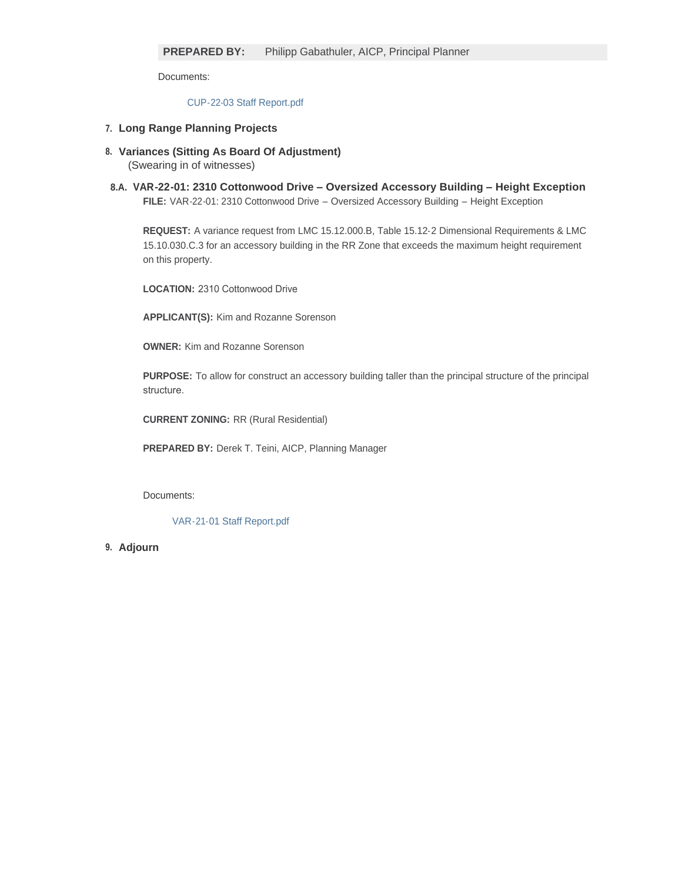**PREPARED BY:** Philipp Gabathuler, AICP, Principal Planner

Documents:

CUP-22-03 Staff Report.pdf

## 7. Long Range Planning Projects

## 8. Variances (Sitting As Board Of Adjustment)

(Swearing in of witnesses)

### 8.A. VAR-22-01: 2310 Cottonwood Drive – Oversized Accessory Building – Height Exception

**FILE:** VAR-22-01: 2310 Cottonwood Drive – Oversized Accessory Building – Height Exception

**REQUEST:** A variance request from LMC 15.12.000.B, Table 15.12-2 Dimensional Requirements & LMC 15.10.030.C.3 for an accessory building in the RR Zone that exceeds the maximum height requirement on this property.

**LOCATION:** 2310 Cottonwood Drive

**APPLICANT(S):** Kim and Rozanne Sorenson

**OWNER:** Kim and Rozanne Sorenson

**PURPOSE:** To allow for construct an accessory building taller than the principal structure of the principal structure.

**CURRENT ZONING:** RR (Rural Residential)

**PREPARED BY:** Derek T. Teini, AICP, Planning Manager

Documents:

VAR-21-01 Staff Report.pdf

## 9. Adjourn